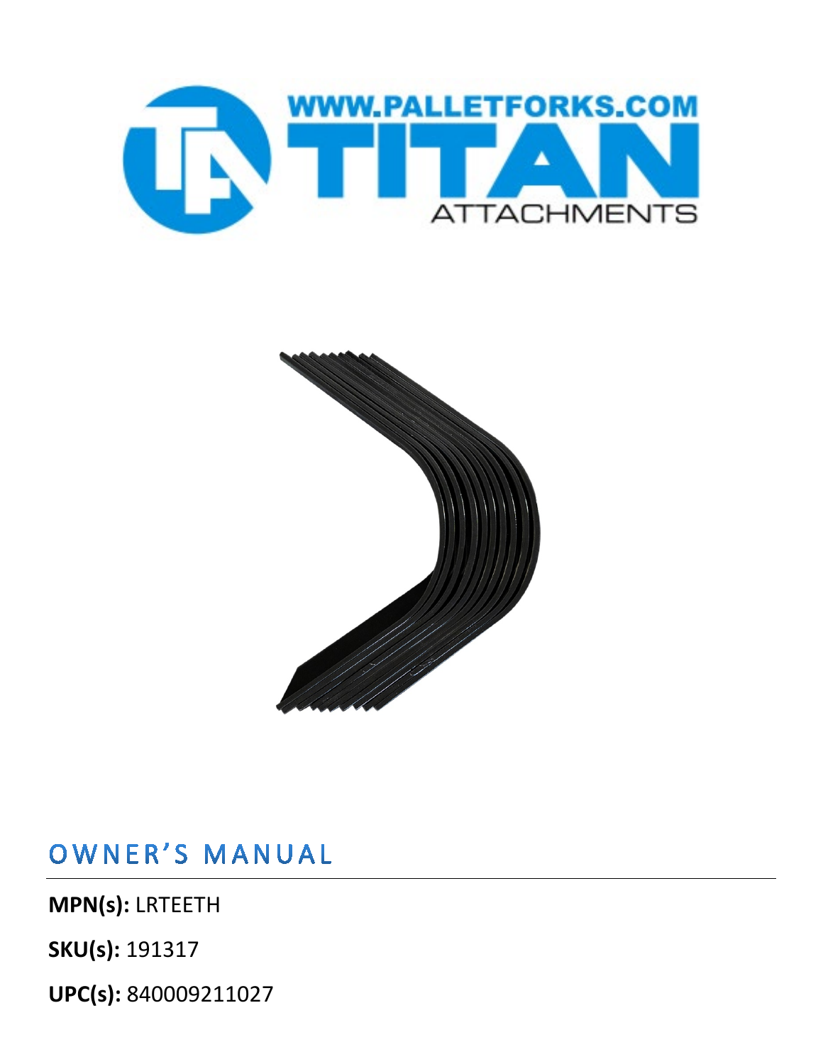# OWNER'S MANUAL

**MPN(s):** LRTEETH

**SKU(s):** 191317

**UPC(s):** 840009211027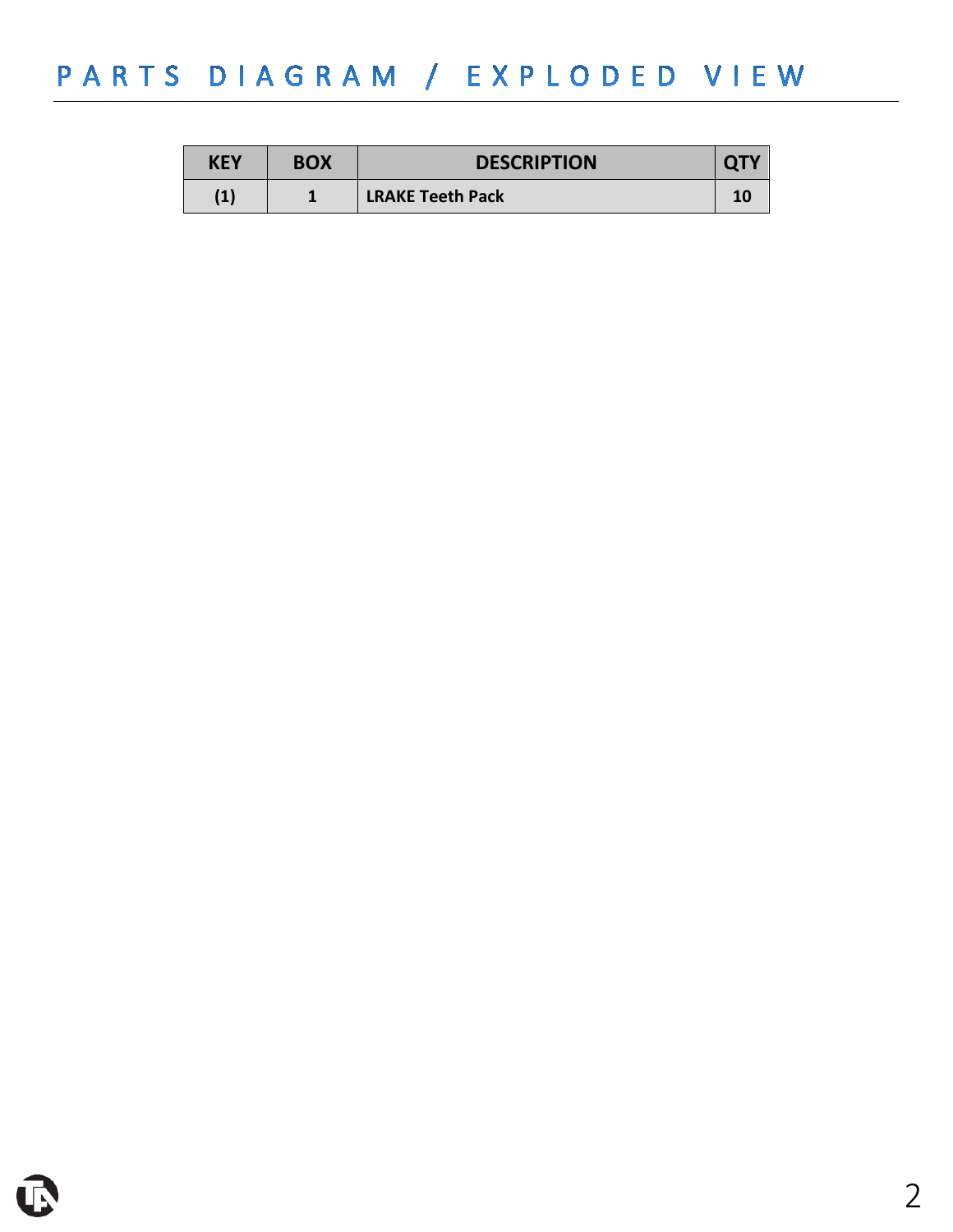# PARTS DIAGRAM / EXPLODED VIEW

| KEY | BOX | DESCRIPTION | QTY |
| --- | --- | --- | --- |
| (1) | 1 | LRAKE Teeth Pack | 10 |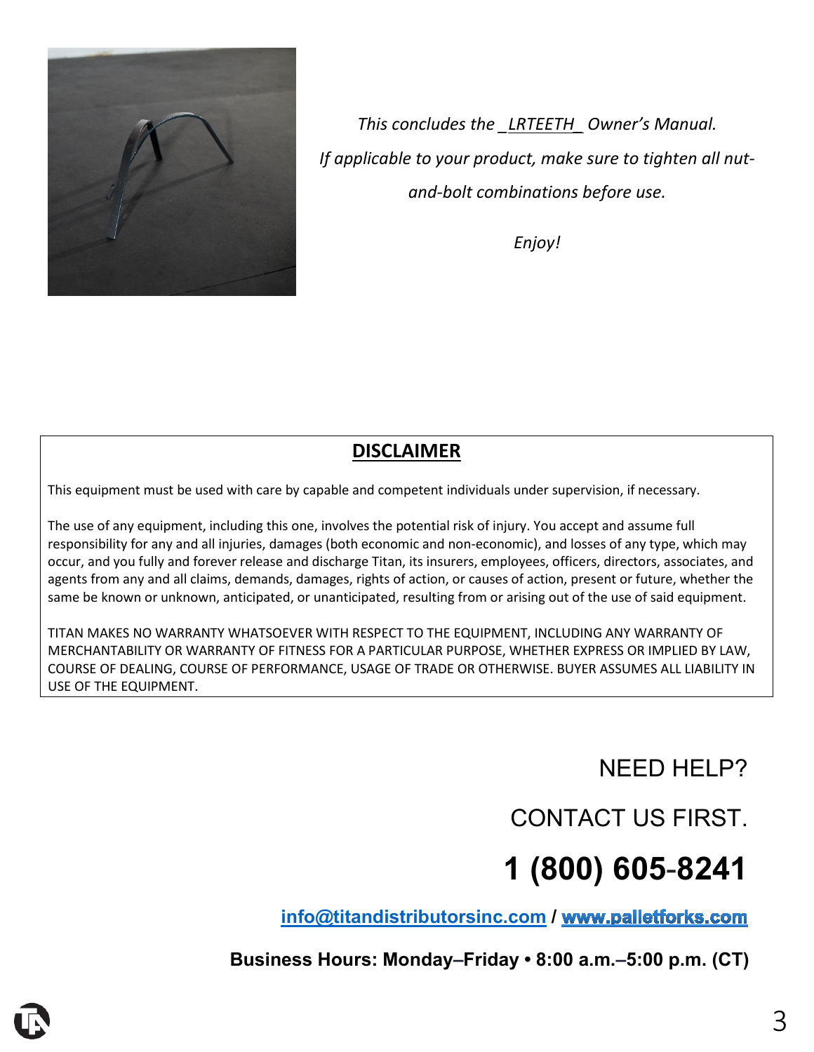*This concludes the _LRTEETH_ Owner's Manual.*

*If applicable to your product, make sure to tighten all nut-and-bolt combinations before use.*

*Enjoy!*

## DISCLAIMER

This equipment must be used with care by capable and competent individuals under supervision, if necessary.

The use of any equipment, including this one, involves the potential risk of injury. You accept and assume full responsibility for any and all injuries, damages (both economic and non-economic), and losses of any type, which may occur, and you fully and forever release and discharge Titan, its insurers, employees, officers, directors, associates, and agents from any and all claims, demands, damages, rights of action, or causes of action, present or future, whether the same be known or unknown, anticipated, or unanticipated, resulting from or arising out of the use of said equipment.

TITAN MAKES NO WARRANTY WHATSOEVER WITH RESPECT TO THE EQUIPMENT, INCLUDING ANY WARRANTY OF MERCHANTABILITY OR WARRANTY OF FITNESS FOR A PARTICULAR PURPOSE, WHETHER EXPRESS OR IMPLIED BY LAW, COURSE OF DEALING, COURSE OF PERFORMANCE, USAGE OF TRADE OR OTHERWISE. BUYER ASSUMES ALL LIABILITY IN USE OF THE EQUIPMENT.

NEED HELP?

CONTACT US FIRST.

**1 (800) 605-8241**

**info@titandistributorsinc.com / www.palletforks.com**

**Business Hours: Monday–Friday • 8:00 a.m.–5:00 p.m. (CT)**